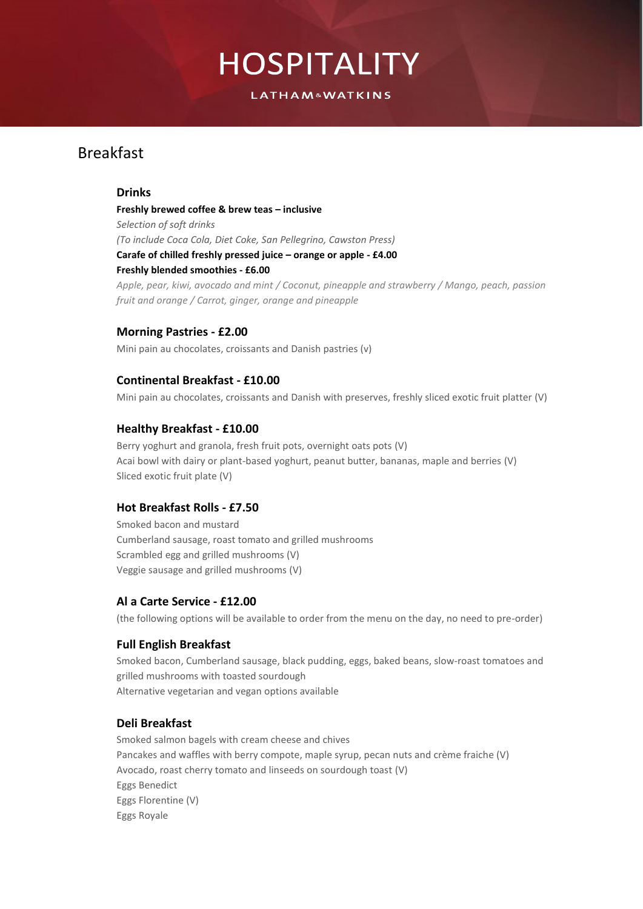# HOSPITALITY

LATHAM&WATKINS

## Breakfast

### Drinks

**Freshly brewed coffee & brew teas – inclusive**

*Selection of soft drinks*

*(To include Coca Cola, Diet Coke, San Pellegrino, Cawston Press)*

**Carafe of chilled freshly pressed juice – orange or apple - £4.00**

**Freshly blended smoothies - £6.00**

*Apple, pear, kiwi, avocado and mint / Coconut, pineapple and strawberry / Mango, peach, passion fruit and orange / Carrot, ginger, orange and pineapple*

### Morning Pastries - £2.00

Mini pain au chocolates, croissants and Danish pastries (v)

### Continental Breakfast - £10.00

Mini pain au chocolates, croissants and Danish with preserves, freshly sliced exotic fruit platter (V)

### Healthy Breakfast - £10.00

Berry yoghurt and granola, fresh fruit pots, overnight oats pots (V)

Acai bowl with dairy or plant-based yoghurt, peanut butter, bananas, maple and berries (V)

Sliced exotic fruit plate (V)

### Hot Breakfast Rolls - £7.50

Smoked bacon and mustard

Cumberland sausage, roast tomato and grilled mushrooms

Scrambled egg and grilled mushrooms (V)

Veggie sausage and grilled mushrooms (V)

### Al a Carte Service - £12.00

(the following options will be available to order from the menu on the day, no need to pre-order)

### Full English Breakfast

Smoked bacon, Cumberland sausage, black pudding, eggs, baked beans, slow-roast tomatoes and grilled mushrooms with toasted sourdough

Alternative vegetarian and vegan options available

### Deli Breakfast

Smoked salmon bagels with cream cheese and chives

Pancakes and waffles with berry compote, maple syrup, pecan nuts and crème fraiche (V)

Avocado, roast cherry tomato and linseeds on sourdough toast (V)

Eggs Benedict

Eggs Florentine (V)

Eggs Royale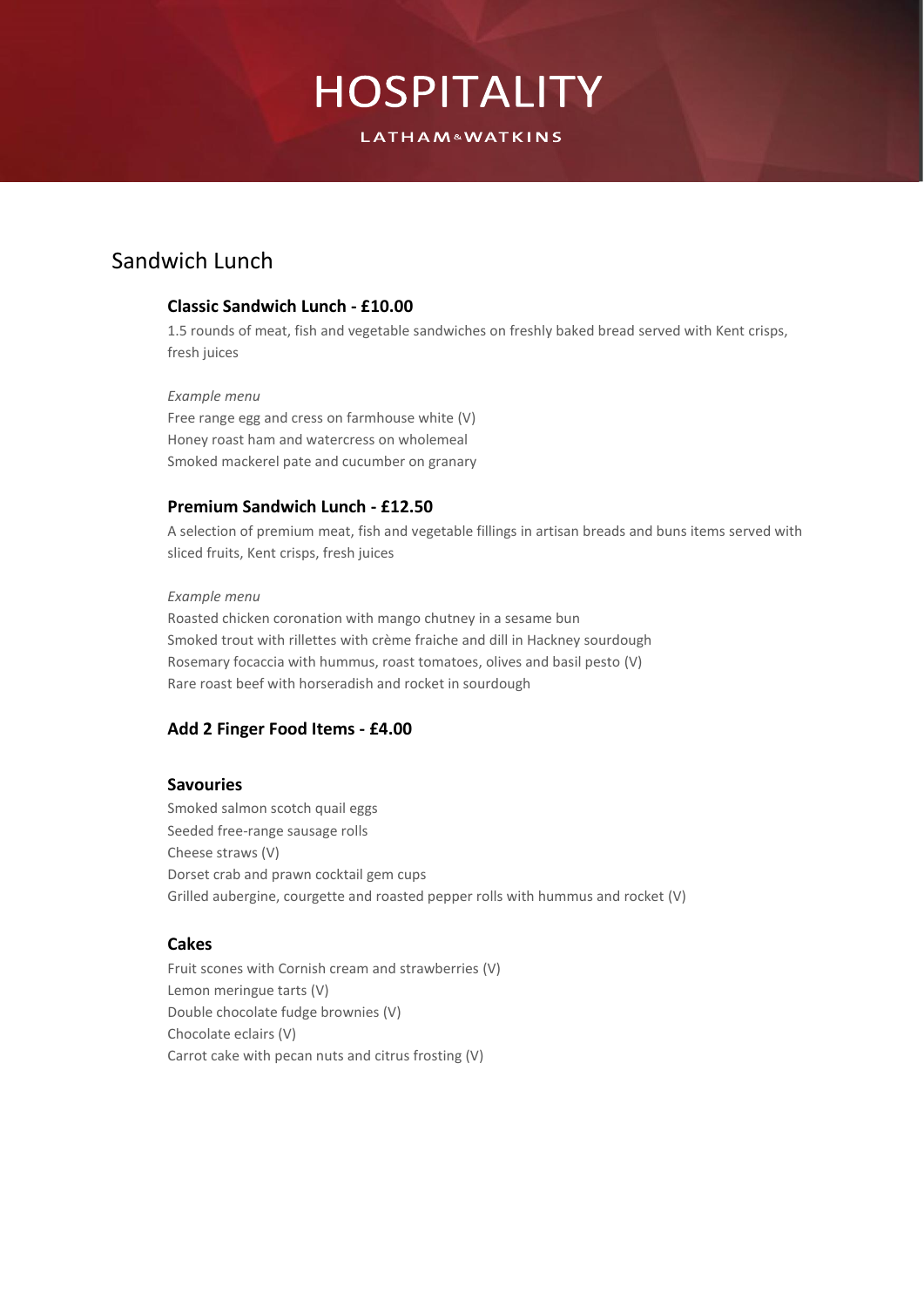# HOSPITALITY

LATHAM&WATKINS

## Sandwich Lunch

### Classic Sandwich Lunch - £10.00

1.5 rounds of meat, fish and vegetable sandwiches on freshly baked bread served with Kent crisps, fresh juices

*Example menu*

Free range egg and cress on farmhouse white (V)
Honey roast ham and watercress on wholemeal
Smoked mackerel pate and cucumber on granary

### Premium Sandwich Lunch - £12.50

A selection of premium meat, fish and vegetable fillings in artisan breads and buns items served with sliced fruits, Kent crisps, fresh juices

*Example menu*

Roasted chicken coronation with mango chutney in a sesame bun
Smoked trout with rillettes with crème fraiche and dill in Hackney sourdough
Rosemary focaccia with hummus, roast tomatoes, olives and basil pesto (V)
Rare roast beef with horseradish and rocket in sourdough

### Add 2 Finger Food Items - £4.00

### Savouries

Smoked salmon scotch quail eggs
Seeded free-range sausage rolls
Cheese straws (V)
Dorset crab and prawn cocktail gem cups
Grilled aubergine, courgette and roasted pepper rolls with hummus and rocket (V)

### Cakes

Fruit scones with Cornish cream and strawberries (V)
Lemon meringue tarts (V)
Double chocolate fudge brownies (V)
Chocolate eclairs (V)
Carrot cake with pecan nuts and citrus frosting (V)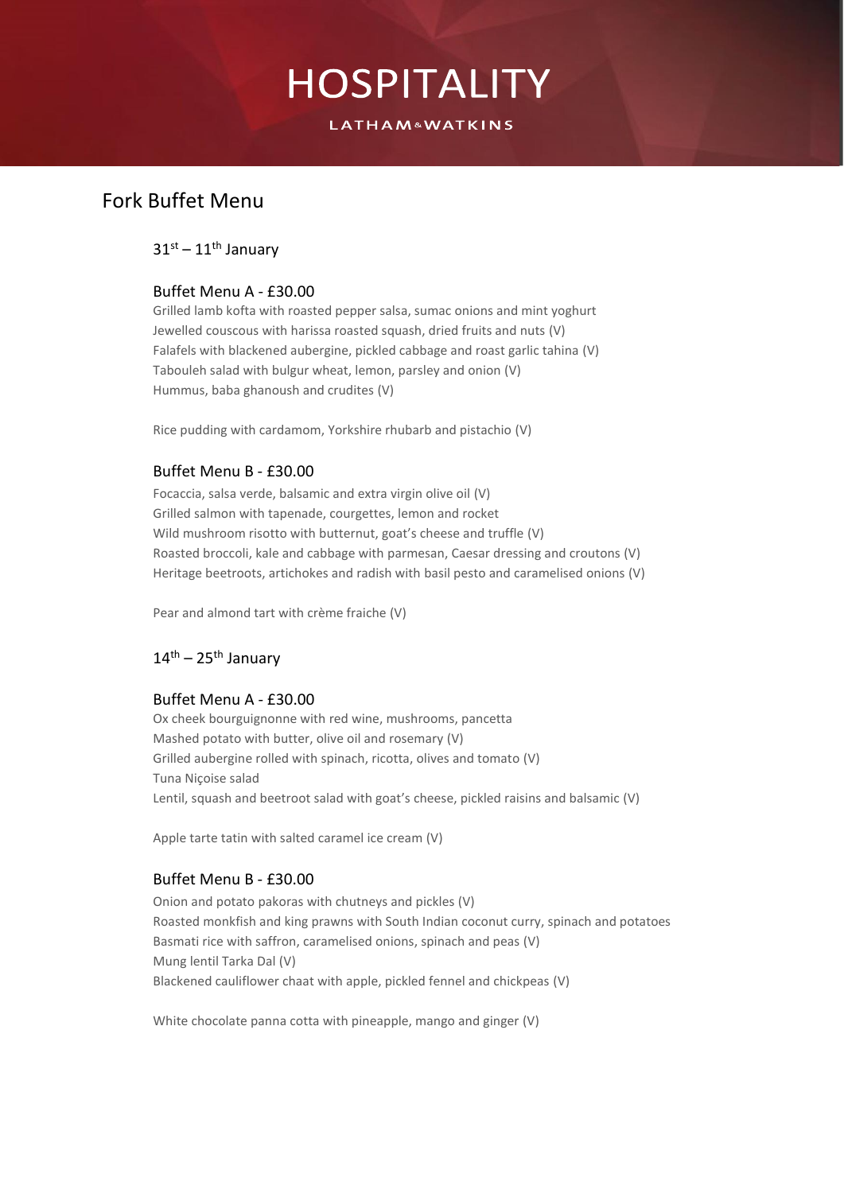# HOSPITALITY

LATHAM&WATKINS

## Fork Buffet Menu

### 31st – 11th January

#### Buffet Menu A - £30.00

Grilled lamb kofta with roasted pepper salsa, sumac onions and mint yoghurt
Jewelled couscous with harissa roasted squash, dried fruits and nuts (V)
Falafels with blackened aubergine, pickled cabbage and roast garlic tahina (V)
Tabouleh salad with bulgur wheat, lemon, parsley and onion (V)
Hummus, baba ghanoush and crudites (V)

Rice pudding with cardamom, Yorkshire rhubarb and pistachio (V)

#### Buffet Menu B - £30.00

Focaccia, salsa verde, balsamic and extra virgin olive oil (V)
Grilled salmon with tapenade, courgettes, lemon and rocket
Wild mushroom risotto with butternut, goat's cheese and truffle (V)
Roasted broccoli, kale and cabbage with parmesan, Caesar dressing and croutons (V)
Heritage beetroots, artichokes and radish with basil pesto and caramelised onions (V)

Pear and almond tart with crème fraiche (V)

### 14th – 25th January

#### Buffet Menu A - £30.00

Ox cheek bourguignonne with red wine, mushrooms, pancetta
Mashed potato with butter, olive oil and rosemary (V)
Grilled aubergine rolled with spinach, ricotta, olives and tomato (V)
Tuna Niçoise salad
Lentil, squash and beetroot salad with goat's cheese, pickled raisins and balsamic (V)

Apple tarte tatin with salted caramel ice cream (V)

#### Buffet Menu B - £30.00

Onion and potato pakoras with chutneys and pickles (V)
Roasted monkfish and king prawns with South Indian coconut curry, spinach and potatoes
Basmati rice with saffron, caramelised onions, spinach and peas (V)
Mung lentil Tarka Dal (V)
Blackened cauliflower chaat with apple, pickled fennel and chickpeas (V)

White chocolate panna cotta with pineapple, mango and ginger (V)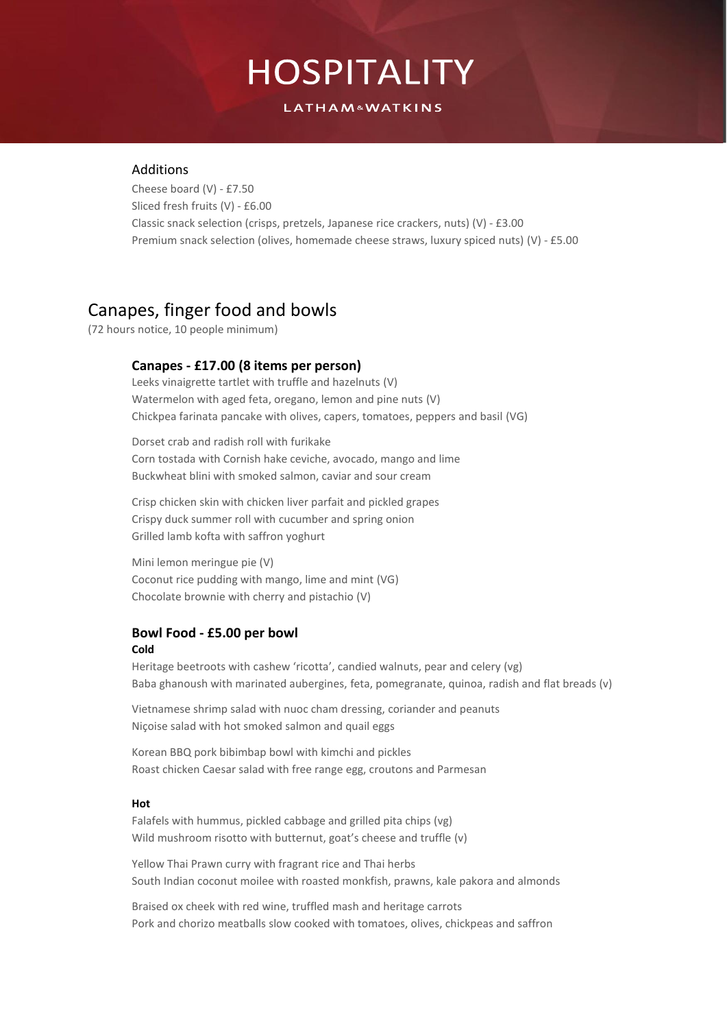# HOSPITALITY

LATHAM & WATKINS

### Additions

Cheese board (V) - £7.50
Sliced fresh fruits (V) - £6.00
Classic snack selection (crisps, pretzels, Japanese rice crackers, nuts) (V) - £3.00
Premium snack selection (olives, homemade cheese straws, luxury spiced nuts) (V) - £5.00

## Canapes, finger food and bowls

(72 hours notice, 10 people minimum)

### Canapes - £17.00 (8 items per person)

Leeks vinaigrette tartlet with truffle and hazelnuts (V)
Watermelon with aged feta, oregano, lemon and pine nuts (V)
Chickpea farinata pancake with olives, capers, tomatoes, peppers and basil (VG)

Dorset crab and radish roll with furikake
Corn tostada with Cornish hake ceviche, avocado, mango and lime
Buckwheat blini with smoked salmon, caviar and sour cream

Crisp chicken skin with chicken liver parfait and pickled grapes
Crispy duck summer roll with cucumber and spring onion
Grilled lamb kofta with saffron yoghurt

Mini lemon meringue pie (V)
Coconut rice pudding with mango, lime and mint (VG)
Chocolate brownie with cherry and pistachio (V)

### Bowl Food - £5.00 per bowl

**Cold**

Heritage beetroots with cashew 'ricotta', candied walnuts, pear and celery (vg)
Baba ghanoush with marinated aubergines, feta, pomegranate, quinoa, radish and flat breads (v)

Vietnamese shrimp salad with nuoc cham dressing, coriander and peanuts
Niçoise salad with hot smoked salmon and quail eggs

Korean BBQ pork bibimbap bowl with kimchi and pickles
Roast chicken Caesar salad with free range egg, croutons and Parmesan

**Hot**

Falafels with hummus, pickled cabbage and grilled pita chips (vg)
Wild mushroom risotto with butternut, goat's cheese and truffle (v)

Yellow Thai Prawn curry with fragrant rice and Thai herbs
South Indian coconut moilee with roasted monkfish, prawns, kale pakora and almonds

Braised ox cheek with red wine, truffled mash and heritage carrots
Pork and chorizo meatballs slow cooked with tomatoes, olives, chickpeas and saffron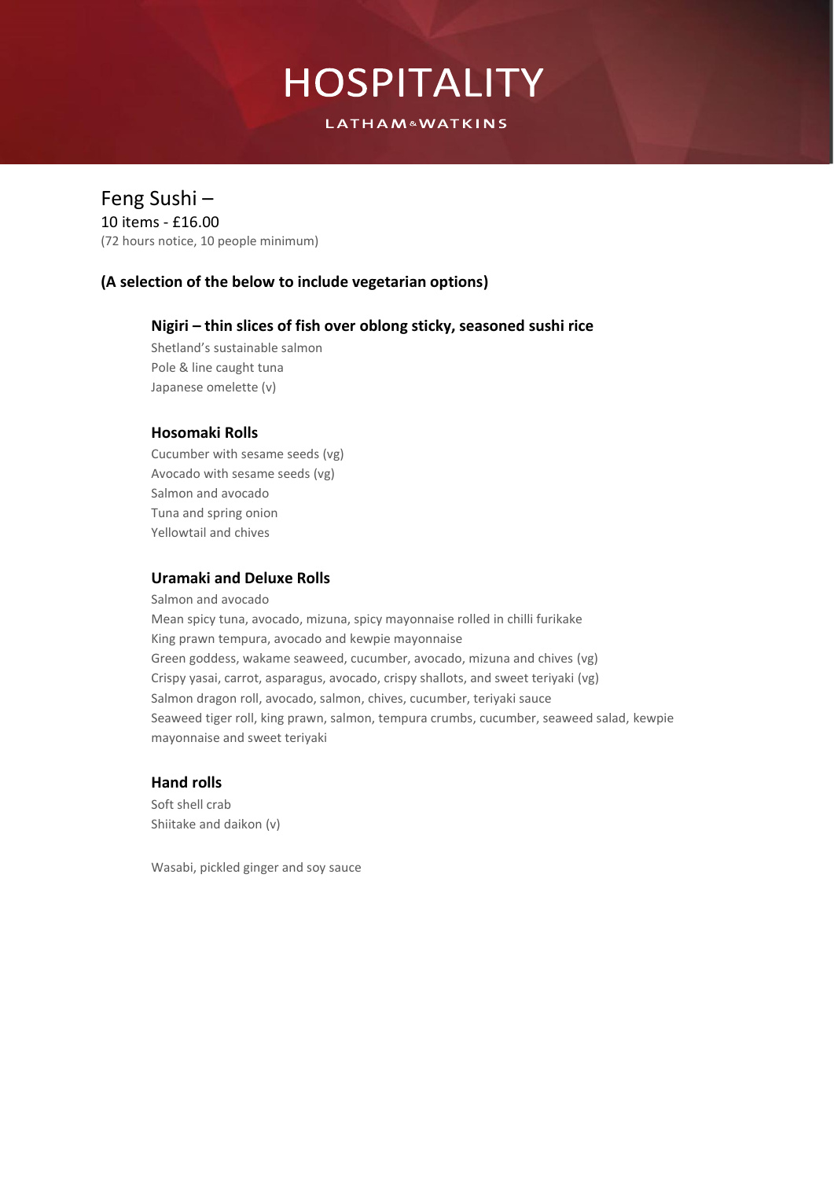# HOSPITALITY

LATHAM & WATKINS

## Feng Sushi –

10 items - £16.00

(72 hours notice, 10 people minimum)

**(A selection of the below to include vegetarian options)**

### Nigiri – thin slices of fish over oblong sticky, seasoned sushi rice

Shetland's sustainable salmon
Pole & line caught tuna
Japanese omelette (v)

### Hosomaki Rolls

Cucumber with sesame seeds (vg)
Avocado with sesame seeds (vg)
Salmon and avocado
Tuna and spring onion
Yellowtail and chives

### Uramaki and Deluxe Rolls

Salmon and avocado
Mean spicy tuna, avocado, mizuna, spicy mayonnaise rolled in chilli furikake
King prawn tempura, avocado and kewpie mayonnaise
Green goddess, wakame seaweed, cucumber, avocado, mizuna and chives (vg)
Crispy yasai, carrot, asparagus, avocado, crispy shallots, and sweet teriyaki (vg)
Salmon dragon roll, avocado, salmon, chives, cucumber, teriyaki sauce
Seaweed tiger roll, king prawn, salmon, tempura crumbs, cucumber, seaweed salad, kewpie mayonnaise and sweet teriyaki

### Hand rolls

Soft shell crab
Shiitake and daikon (v)

Wasabi, pickled ginger and soy sauce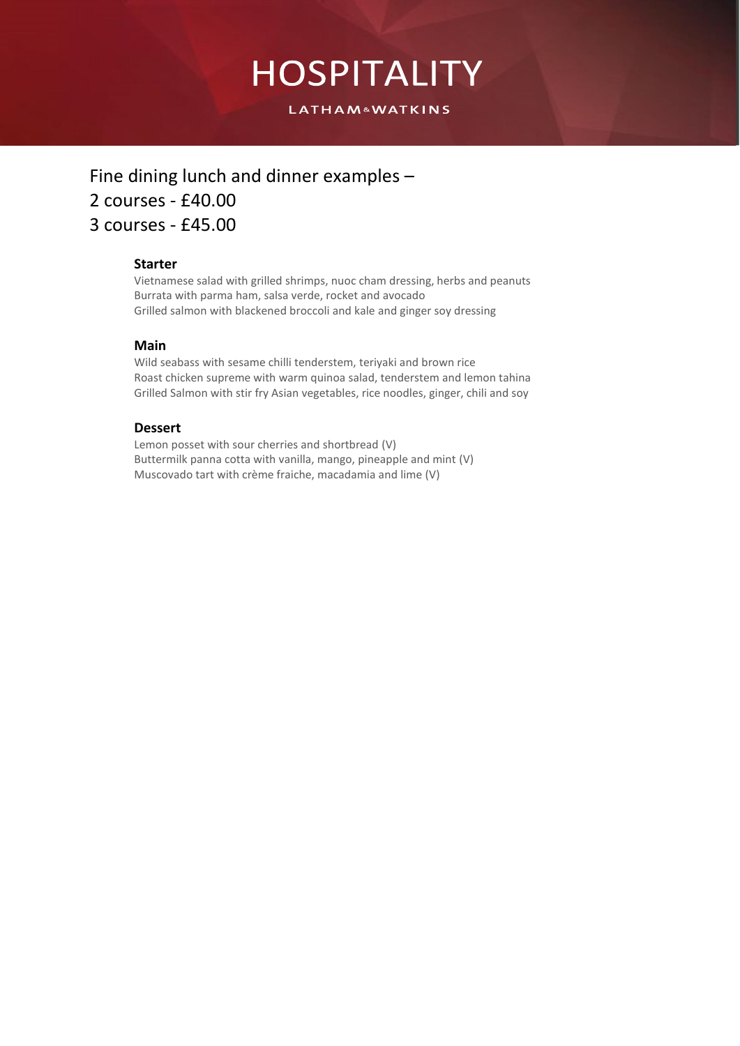# HOSPITALITY

LATHAM & WATKINS

## Fine dining lunch and dinner examples –
## 2 courses - £40.00
## 3 courses - £45.00

**Starter**

Vietnamese salad with grilled shrimps, nuoc cham dressing, herbs and peanuts
Burrata with parma ham, salsa verde, rocket and avocado
Grilled salmon with blackened broccoli and kale and ginger soy dressing

**Main**

Wild seabass with sesame chilli tenderstem, teriyaki and brown rice
Roast chicken supreme with warm quinoa salad, tenderstem and lemon tahina
Grilled Salmon with stir fry Asian vegetables, rice noodles, ginger, chili and soy

**Dessert**

Lemon posset with sour cherries and shortbread (V)
Buttermilk panna cotta with vanilla, mango, pineapple and mint (V)
Muscovado tart with crème fraiche, macadamia and lime (V)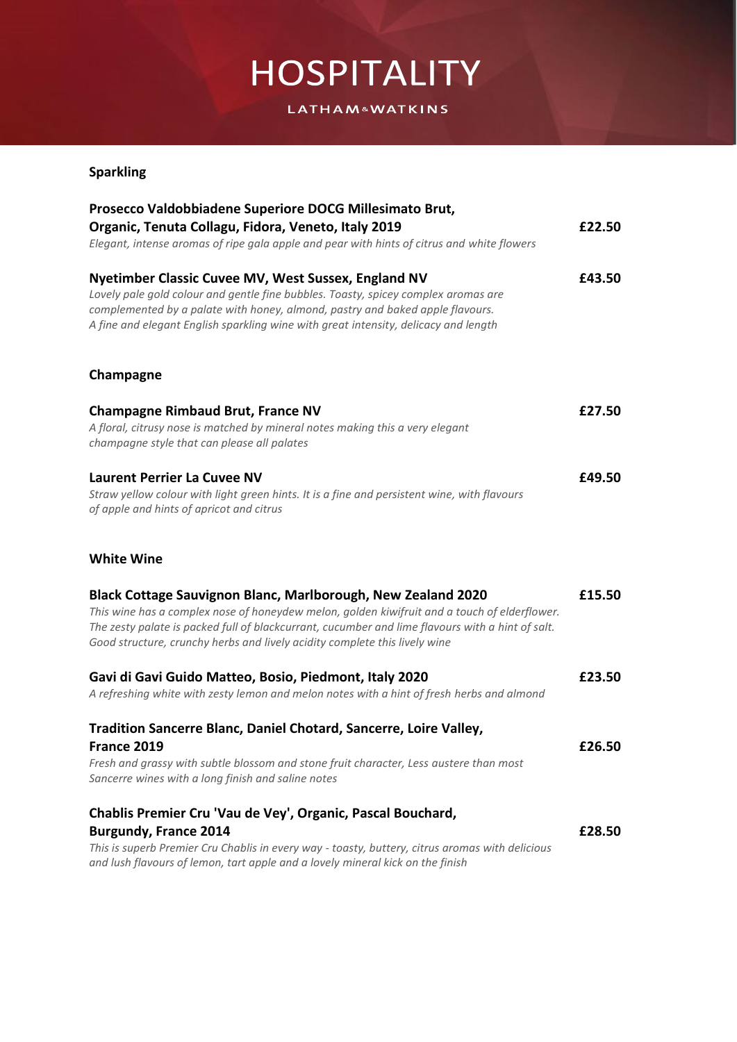# HOSPITALITY

LATHAM&WATKINS

## Sparkling

**Prosecco Valdobbiadene Superiore DOCG Millesimato Brut, Organic, Tenuta Collagu, Fidora, Veneto, Italy 2019** — **£22.50**

*Elegant, intense aromas of ripe gala apple and pear with hints of citrus and white flowers*

**Nyetimber Classic Cuvee MV, West Sussex, England NV** — **£43.50**

*Lovely pale gold colour and gentle fine bubbles. Toasty, spicey complex aromas are complemented by a palate with honey, almond, pastry and baked apple flavours. A fine and elegant English sparkling wine with great intensity, delicacy and length*

## Champagne

**Champagne Rimbaud Brut, France NV** — **£27.50**

*A floral, citrusy nose is matched by mineral notes making this a very elegant champagne style that can please all palates*

**Laurent Perrier La Cuvee NV** — **£49.50**

*Straw yellow colour with light green hints. It is a fine and persistent wine, with flavours of apple and hints of apricot and citrus*

## White Wine

**Black Cottage Sauvignon Blanc, Marlborough, New Zealand 2020** — **£15.50**

*This wine has a complex nose of honeydew melon, golden kiwifruit and a touch of elderflower. The zesty palate is packed full of blackcurrant, cucumber and lime flavours with a hint of salt. Good structure, crunchy herbs and lively acidity complete this lively wine*

**Gavi di Gavi Guido Matteo, Bosio, Piedmont, Italy 2020** — **£23.50**

*A refreshing white with zesty lemon and melon notes with a hint of fresh herbs and almond*

**Tradition Sancerre Blanc, Daniel Chotard, Sancerre, Loire Valley, France 2019** — **£26.50**

*Fresh and grassy with subtle blossom and stone fruit character, Less austere than most Sancerre wines with a long finish and saline notes*

**Chablis Premier Cru 'Vau de Vey', Organic, Pascal Bouchard, Burgundy, France 2014** — **£28.50**

*This is superb Premier Cru Chablis in every way - toasty, buttery, citrus aromas with delicious and lush flavours of lemon, tart apple and a lovely mineral kick on the finish*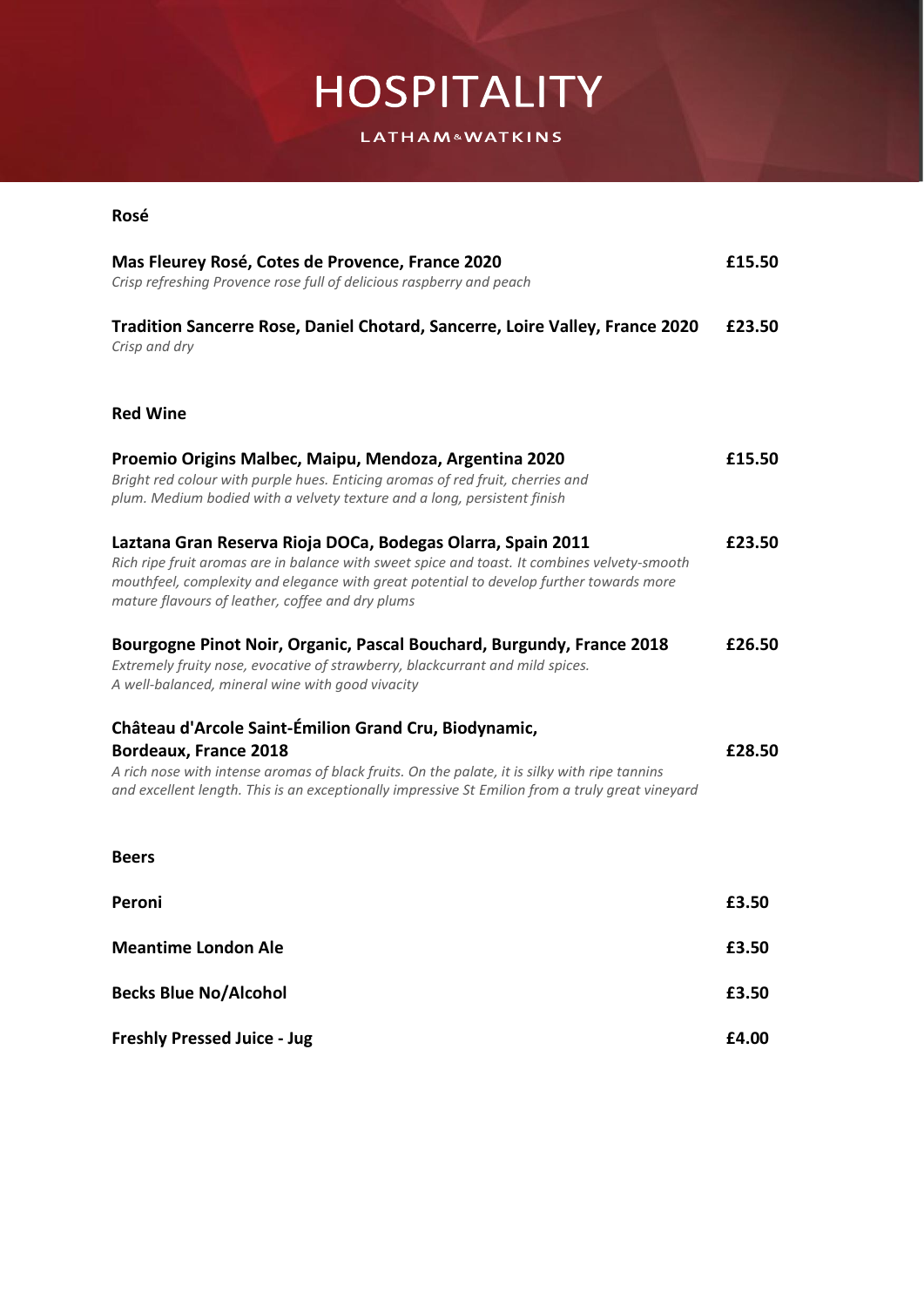# HOSPITALITY

LATHAM & WATKINS

## Rosé

**Mas Fleurey Rosé, Cotes de Provence, France 2020** **£15.50**
*Crisp refreshing Provence rose full of delicious raspberry and peach*

**Tradition Sancerre Rose, Daniel Chotard, Sancerre, Loire Valley, France 2020** **£23.50**
*Crisp and dry*

## Red Wine

**Proemio Origins Malbec, Maipu, Mendoza, Argentina 2020** **£15.50**
*Bright red colour with purple hues. Enticing aromas of red fruit, cherries and plum. Medium bodied with a velvety texture and a long, persistent finish*

**Laztana Gran Reserva Rioja DOCa, Bodegas Olarra, Spain 2011** **£23.50**
*Rich ripe fruit aromas are in balance with sweet spice and toast. It combines velvety-smooth mouthfeel, complexity and elegance with great potential to develop further towards more mature flavours of leather, coffee and dry plums*

**Bourgogne Pinot Noir, Organic, Pascal Bouchard, Burgundy, France 2018** **£26.50**
*Extremely fruity nose, evocative of strawberry, blackcurrant and mild spices. A well-balanced, mineral wine with good vivacity*

**Château d'Arcole Saint-Émilion Grand Cru, Biodynamic, Bordeaux, France 2018** **£28.50**
*A rich nose with intense aromas of black fruits. On the palate, it is silky with ripe tannins and excellent length. This is an exceptionally impressive St Emilion from a truly great vineyard*

## Beers

**Peroni** **£3.50**

**Meantime London Ale** **£3.50**

**Becks Blue No/Alcohol** **£3.50**

**Freshly Pressed Juice - Jug** **£4.00**